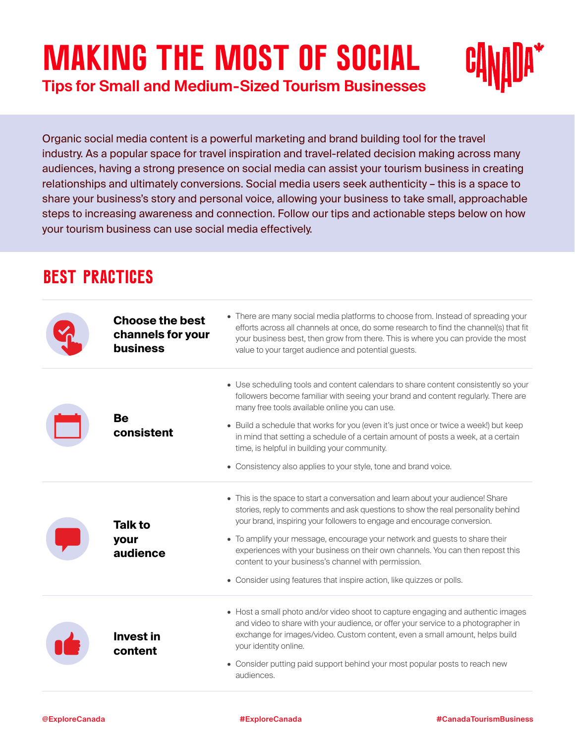# MAKING THE MOST OF SOCIAL

## Tips for Small and Medium-Sized Tourism Businesses

CANADA

Organic social media content is a powerful marketing and brand building tool for the travel industry. As a popular space for travel inspiration and travel-related decision making across many audiences, having a strong presence on social media can assist your tourism business in creating relationships and ultimately conversions. Social media users seek authenticity – this is a space to share your business's story and personal voice, allowing your business to take small, approachable steps to increasing awareness and connection. Follow our tips and actionable steps below on how your tourism business can use social media effectively.

## BEST PRACTICES

### Choose the best channels for your business

- There are many social media platforms to choose from. Instead of spreading your efforts across all channels at once, do some research to find the channel(s) that fit your business best, then grow from there. This is where you can provide the most value to your target audience and potential guests.

### Be consistent

- Use scheduling tools and content calendars to share content consistently so your followers become familiar with seeing your brand and content regularly. There are many free tools available online you can use.
- Build a schedule that works for you (even it's just once or twice a week!) but keep in mind that setting a schedule of a certain amount of posts a week, at a certain time, is helpful in building your community.
- Consistency also applies to your style, tone and brand voice.

### Talk to your audience

- This is the space to start a conversation and learn about your audience! Share stories, reply to comments and ask questions to show the real personality behind your brand, inspiring your followers to engage and encourage conversion.
- To amplify your message, encourage your network and guests to share their experiences with your business on their own channels. You can then repost this content to your business's channel with permission.
- Consider using features that inspire action, like quizzes or polls.

### Invest in content

- Host a small photo and/or video shoot to capture engaging and authentic images and video to share with your audience, or offer your service to a photographer in exchange for images/video. Custom content, even a small amount, helps build your identity online.
- Consider putting paid support behind your most popular posts to reach new audiences.

@ExploreCanada #ExploreCanada #CanadaTourismBusiness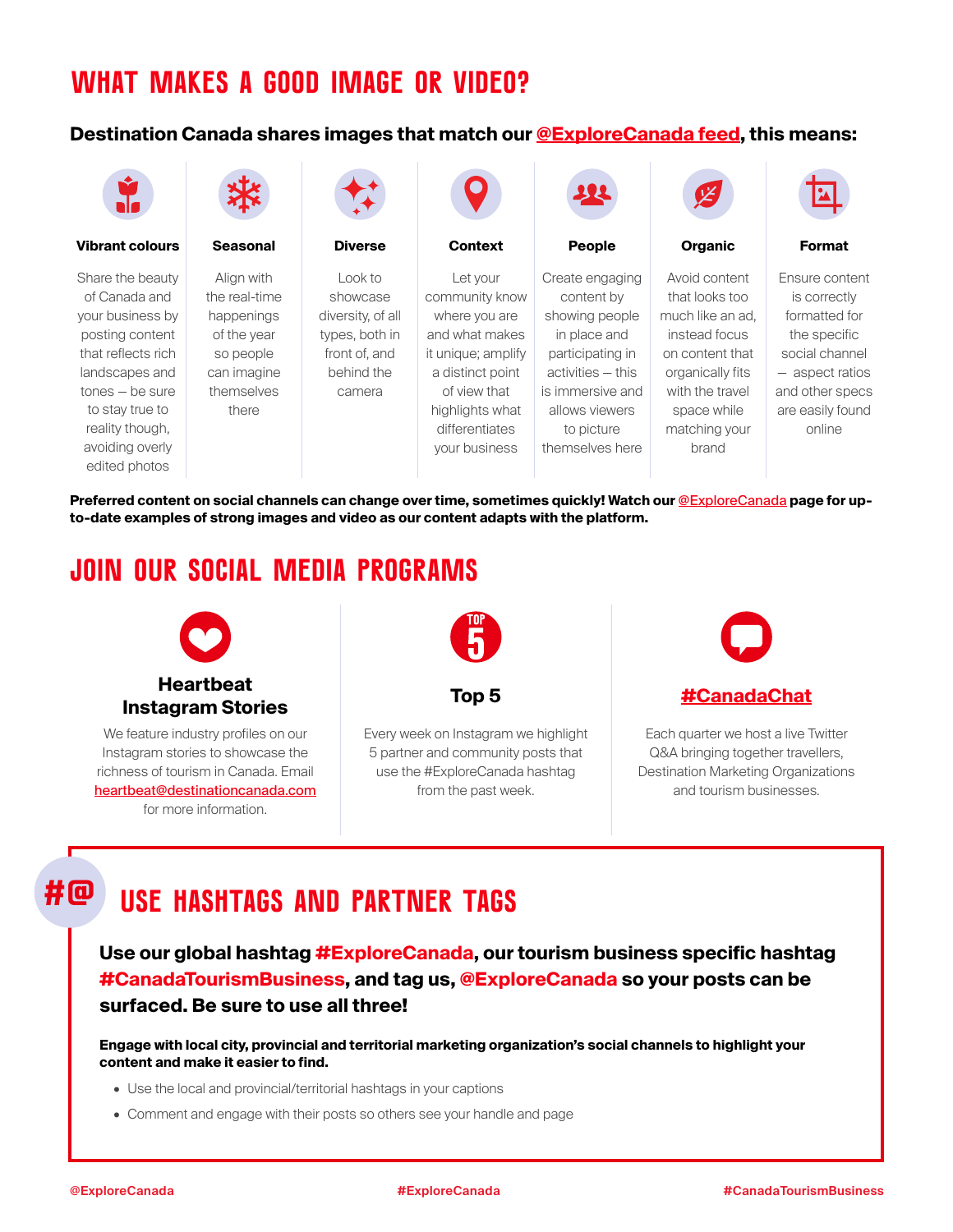# WHAT MAKES A GOOD IMAGE OR VIDEO?

**Destination Canada shares images that match our @ExploreCanada feed, this means:**

### Vibrant colours

Share the beauty of Canada and your business by posting content that reflects rich landscapes and tones – be sure to stay true to reality though, avoiding overly edited photos

### Seasonal

Align with the real-time happenings of the year so people can imagine themselves there

### Diverse

Look to showcase diversity, of all types, both in front of, and behind the camera

### Context

Let your community know where you are and what makes it unique; amplify a distinct point of view that highlights what differentiates your business

### People

Create engaging content by showing people in place and participating in activities – this is immersive and allows viewers to picture themselves here

### Organic

Avoid content that looks too much like an ad, instead focus on content that organically fits with the travel space while matching your brand

### Format

Ensure content is correctly formatted for the specific social channel – aspect ratios and other specs are easily found online

**Preferred content on social channels can change over time, sometimes quickly! Watch our @ExploreCanada page for up-to-date examples of strong images and video as our content adapts with the platform.**

# JOIN OUR SOCIAL MEDIA PROGRAMS

### Heartbeat Instagram Stories

We feature industry profiles on our Instagram stories to showcase the richness of tourism in Canada. Email heartbeat@destinationcanada.com for more information.

### Top 5

Every week on Instagram we highlight 5 partner and community posts that use the #ExploreCanada hashtag from the past week.

### #CanadaChat

Each quarter we host a live Twitter Q&A bringing together travellers, Destination Marketing Organizations and tourism businesses.

# USE HASHTAGS AND PARTNER TAGS

**Use our global hashtag #ExploreCanada, our tourism business specific hashtag #CanadaTourismBusiness, and tag us, @ExploreCanada so your posts can be surfaced. Be sure to use all three!**

**Engage with local city, provincial and territorial marketing organization's social channels to highlight your content and make it easier to find.**

- Use the local and provincial/territorial hashtags in your captions
- Comment and engage with their posts so others see your handle and page